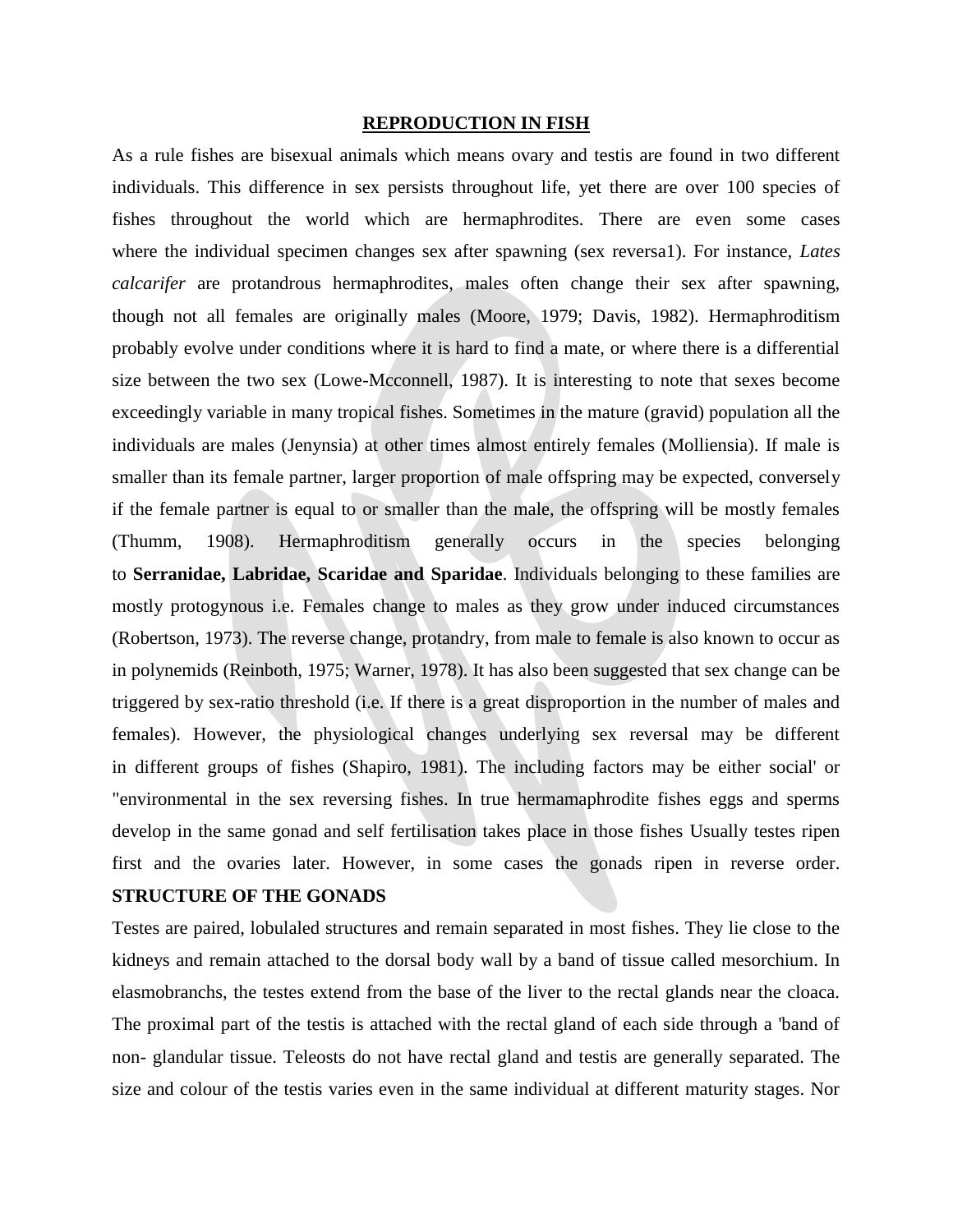# REPRODUCTION IN FISH

As a rule fishes are bisexual animals which means ovary and testis are found in two different individuals. This difference in sex persists throughout life, yet there are over 100 species of fishes throughout the world which are hermaphrodites. There are even some cases where the individual specimen changes sex after spawning (sex reversa1). For instance, *Lates calcarifer* are protandrous hermaphrodites, males often change their sex after spawning, though not all females are originally males (Moore, 1979; Davis, 1982). Hermaphroditism probably evolve under conditions where it is hard to find a mate, or where there is a differential size between the two sex (Lowe-Mcconnell, 1987). It is interesting to note that sexes become exceedingly variable in many tropical fishes. Sometimes in the mature (gravid) population all the individuals are males (Jenynsia) at other times almost entirely females (Molliensia). If male is smaller than its female partner, larger proportion of male offspring may be expected, conversely if the female partner is equal to or smaller than the male, the offspring will be mostly females (Thumm, 1908). Hermaphroditism generally occurs in the species belonging to **Serranidae, Labridae, Scaridae and Sparidae**. Individuals belonging to these families are mostly protogynous i.e. Females change to males as they grow under induced circumstances (Robertson, 1973). The reverse change, protandry, from male to female is also known to occur as in polynemids (Reinboth, 1975; Warner, 1978). It has also been suggested that sex change can be triggered by sex-ratio threshold (i.e. If there is a great disproportion in the number of males and females). However, the physiological changes underlying sex reversal may be different in different groups of fishes (Shapiro, 1981). The including factors may be either social' or "environmental in the sex reversing fishes. In true hermamaphrodite fishes eggs and sperms develop in the same gonad and self fertilisation takes place in those fishes Usually testes ripen first and the ovaries later. However, in some cases the gonads ripen in reverse order.

## STRUCTURE OF THE GONADS

Testes are paired, lobulaled structures and remain separated in most fishes. They lie close to the kidneys and remain attached to the dorsal body wall by a band of tissue called mesorchium. In elasmobranchs, the testes extend from the base of the liver to the rectal glands near the cloaca. The proximal part of the testis is attached with the rectal gland of each side through a 'band of non- glandular tissue. Teleosts do not have rectal gland and testis are generally separated. The size and colour of the testis varies even in the same individual at different maturity stages. Nor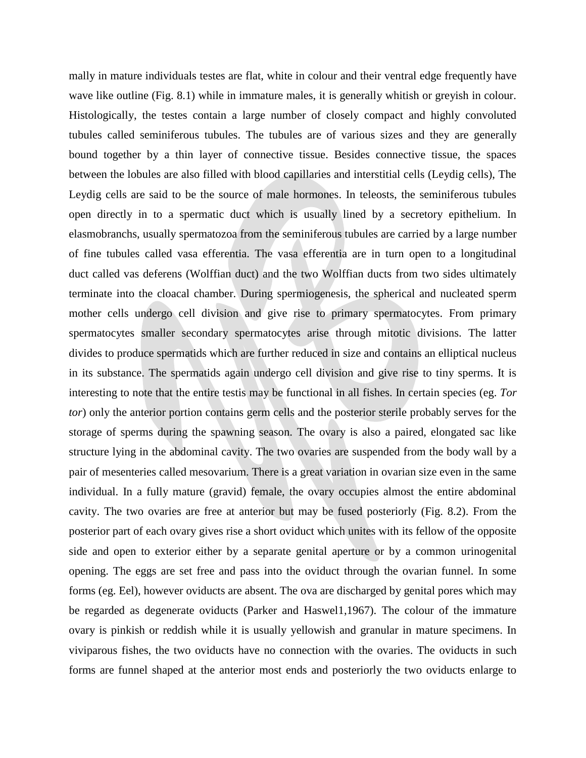mally in mature individuals testes are flat, white in colour and their ventral edge frequently have wave like outline (Fig. 8.1) while in immature males, it is generally whitish or greyish in colour. Histologically, the testes contain a large number of closely compact and highly convoluted tubules called seminiferous tubules. The tubules are of various sizes and they are generally bound together by a thin layer of connective tissue. Besides connective tissue, the spaces between the lobules are also filled with blood capillaries and interstitial cells (Leydig cells), The Leydig cells are said to be the source of male hormones. In teleosts, the seminiferous tubules open directly in to a spermatic duct which is usually lined by a secretory epithelium. In elasmobranchs, usually spermatozoa from the seminiferous tubules are carried by a large number of fine tubules called vasa efferentia. The vasa efferentia are in turn open to a longitudinal duct called vas deferens (Wolffian duct) and the two Wolffian ducts from two sides ultimately terminate into the cloacal chamber. During spermiogenesis, the spherical and nucleated sperm mother cells undergo cell division and give rise to primary spermatocytes. From primary spermatocytes smaller secondary spermatocytes arise through mitotic divisions. The latter divides to produce spermatids which are further reduced in size and contains an elliptical nucleus in its substance. The spermatids again undergo cell division and give rise to tiny sperms. It is interesting to note that the entire testis may be functional in all fishes. In certain species (eg. *Tor tor*) only the anterior portion contains germ cells and the posterior sterile probably serves for the storage of sperms during the spawning season. The ovary is also a paired, elongated sac like structure lying in the abdominal cavity. The two ovaries are suspended from the body wall by a pair of mesenteries called mesovarium. There is a great variation in ovarian size even in the same individual. In a fully mature (gravid) female, the ovary occupies almost the entire abdominal cavity. The two ovaries are free at anterior but may be fused posteriorly (Fig. 8.2). From the posterior part of each ovary gives rise a short oviduct which unites with its fellow of the opposite side and open to exterior either by a separate genital aperture or by a common urinogenital opening. The eggs are set free and pass into the oviduct through the ovarian funnel. In some forms (eg. Eel), however oviducts are absent. The ova are discharged by genital pores which may be regarded as degenerate oviducts (Parker and Haswel1,1967). The colour of the immature ovary is pinkish or reddish while it is usually yellowish and granular in mature specimens. In viviparous fishes, the two oviducts have no connection with the ovaries. The oviducts in such forms are funnel shaped at the anterior most ends and posteriorly the two oviducts enlarge to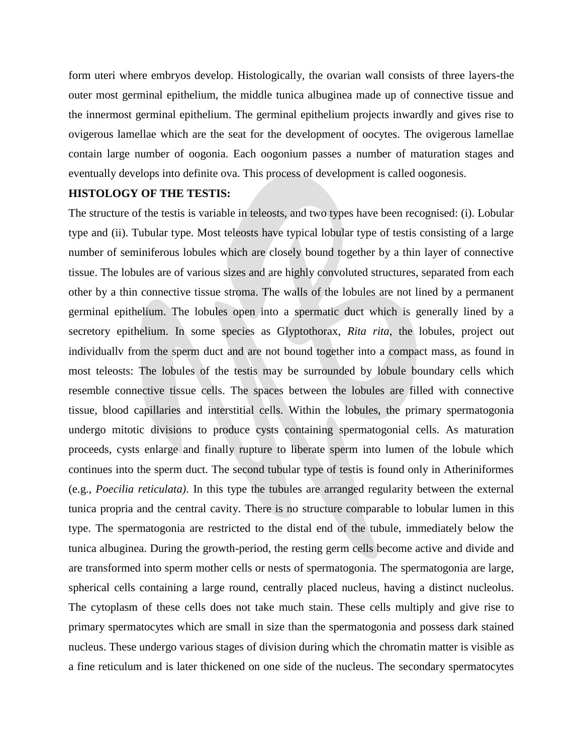form uteri where embryos develop. Histologically, the ovarian wall consists of three layers-the outer most germinal epithelium, the middle tunica albuginea made up of connective tissue and the innermost germinal epithelium. The germinal epithelium projects inwardly and gives rise to ovigerous lamellae which are the seat for the development of oocytes. The ovigerous lamellae contain large number of oogonia. Each oogonium passes a number of maturation stages and eventually develops into definite ova. This process of development is called oogonesis.

**HISTOLOGY OF THE TESTIS:**

The structure of the testis is variable in teleosts, and two types have been recognised: (i). Lobular type and (ii). Tubular type. Most teleosts have typical lobular type of testis consisting of a large number of seminiferous lobules which are closely bound together by a thin layer of connective tissue. The lobules are of various sizes and are highly convoluted structures, separated from each other by a thin connective tissue stroma. The walls of the lobules are not lined by a permanent germinal epithelium. The lobules open into a spermatic duct which is generally lined by a secretory epithelium. In some species as Glyptothorax, *Rita rita*, the lobules, project out individuallv from the sperm duct and are not bound together into a compact mass, as found in most teleosts: The lobules of the testis may be surrounded by lobule boundary cells which resemble connective tissue cells. The spaces between the lobules are filled with connective tissue, blood capillaries and interstitial cells. Within the lobules, the primary spermatogonia undergo mitotic divisions to produce cysts containing spermatogonial cells. As maturation proceeds, cysts enlarge and finally rupture to liberate sperm into lumen of the lobule which continues into the sperm duct. The second tubular type of testis is found only in Atheriniformes (e.g., *Poecilia reticulata)*. In this type the tubules are arranged regularity between the external tunica propria and the central cavity. There is no structure comparable to lobular lumen in this type. The spermatogonia are restricted to the distal end of the tubule, immediately below the tunica albuginea. During the growth-period, the resting germ cells become active and divide and are transformed into sperm mother cells or nests of spermatogonia. The spermatogonia are large, spherical cells containing a large round, centrally placed nucleus, having a distinct nucleolus. The cytoplasm of these cells does not take much stain. These cells multiply and give rise to primary spermatocytes which are small in size than the spermatogonia and possess dark stained nucleus. These undergo various stages of division during which the chromatin matter is visible as a fine reticulum and is later thickened on one side of the nucleus. The secondary spermatocytes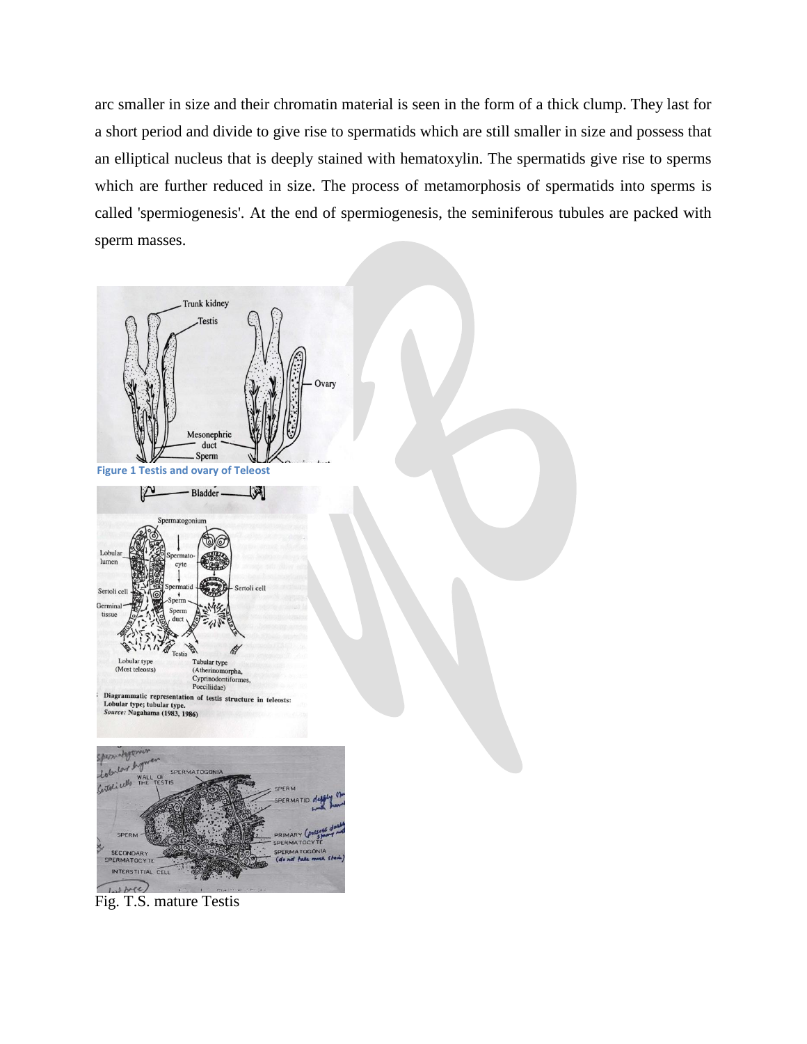arc smaller in size and their chromatin material is seen in the form of a thick clump. They last for a short period and divide to give rise to spermatids which are still smaller in size and possess that an elliptical nucleus that is deeply stained with hematoxylin. The spermatids give rise to sperms which are further reduced in size. The process of metamorphosis of spermatids into sperms is called 'spermiogenesis'. At the end of spermiogenesis, the seminiferous tubules are packed with sperm masses.

**Figure 1 Testis and ovary of Teleost**

Diagrammatic representation of testis structure in teleosts: Lobular type; tubular type.
*Source:* Nagahama (1983, 1986)

Fig. T.S. mature Testis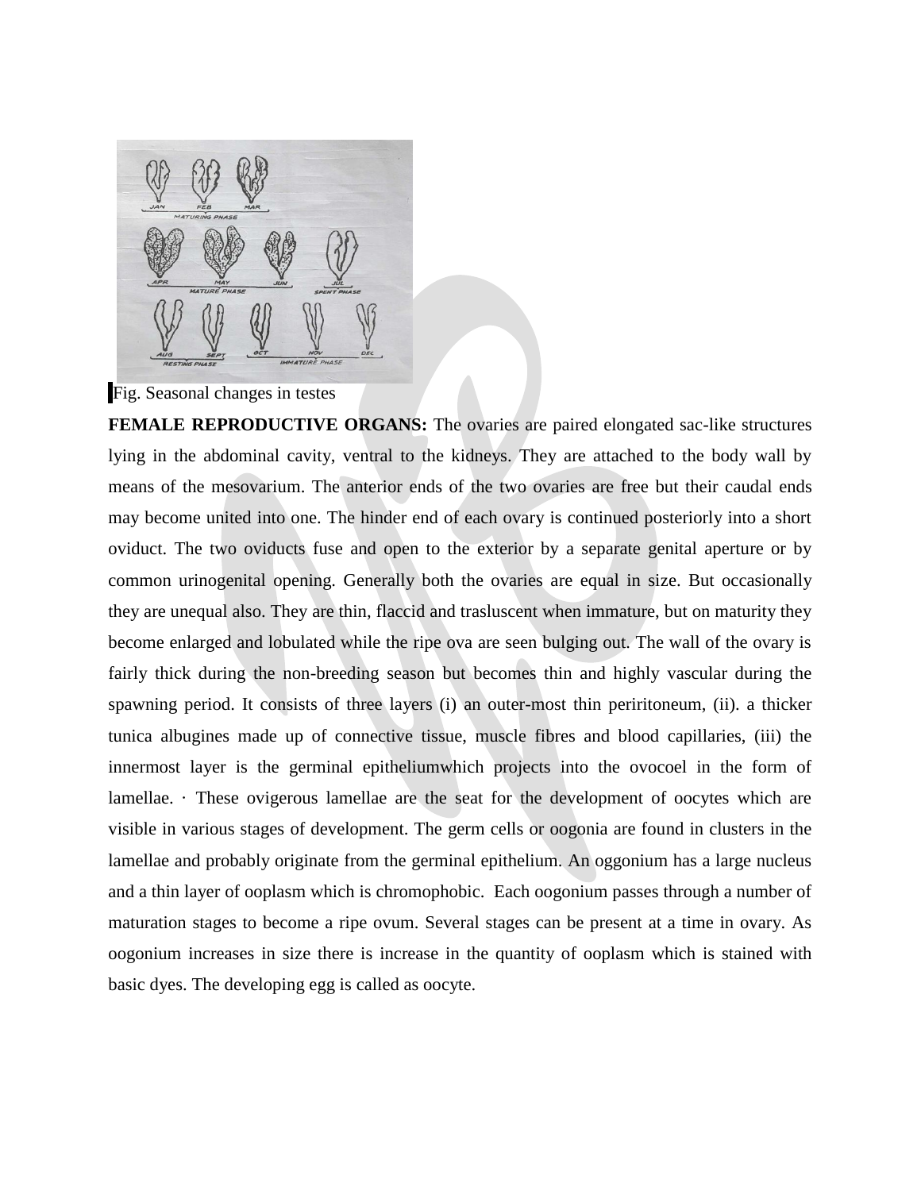Fig. Seasonal changes in testes

**FEMALE REPRODUCTIVE ORGANS:** The ovaries are paired elongated sac-like structures lying in the abdominal cavity, ventral to the kidneys. They are attached to the body wall by means of the mesovarium. The anterior ends of the two ovaries are free but their caudal ends may become united into one. The hinder end of each ovary is continued posteriorly into a short oviduct. The two oviducts fuse and open to the exterior by a separate genital aperture or by common urinogenital opening. Generally both the ovaries are equal in size. But occasionally they are unequal also. They are thin, flaccid and trasluscent when immature, but on maturity they become enlarged and lobulated while the ripe ova are seen bulging out. The wall of the ovary is fairly thick during the non-breeding season but becomes thin and highly vascular during the spawning period. It consists of three layers (i) an outer-most thin periritoneum, (ii). a thicker tunica albugines made up of connective tissue, muscle fibres and blood capillaries, (iii) the innermost layer is the germinal epitheliumwhich projects into the ovocoel in the form of lamellae. · These ovigerous lamellae are the seat for the development of oocytes which are visible in various stages of development. The germ cells or oogonia are found in clusters in the lamellae and probably originate from the germinal epithelium. An oggonium has a large nucleus and a thin layer of ooplasm which is chromophobic. Each oogonium passes through a number of maturation stages to become a ripe ovum. Several stages can be present at a time in ovary. As oogonium increases in size there is increase in the quantity of ooplasm which is stained with basic dyes. The developing egg is called as oocyte.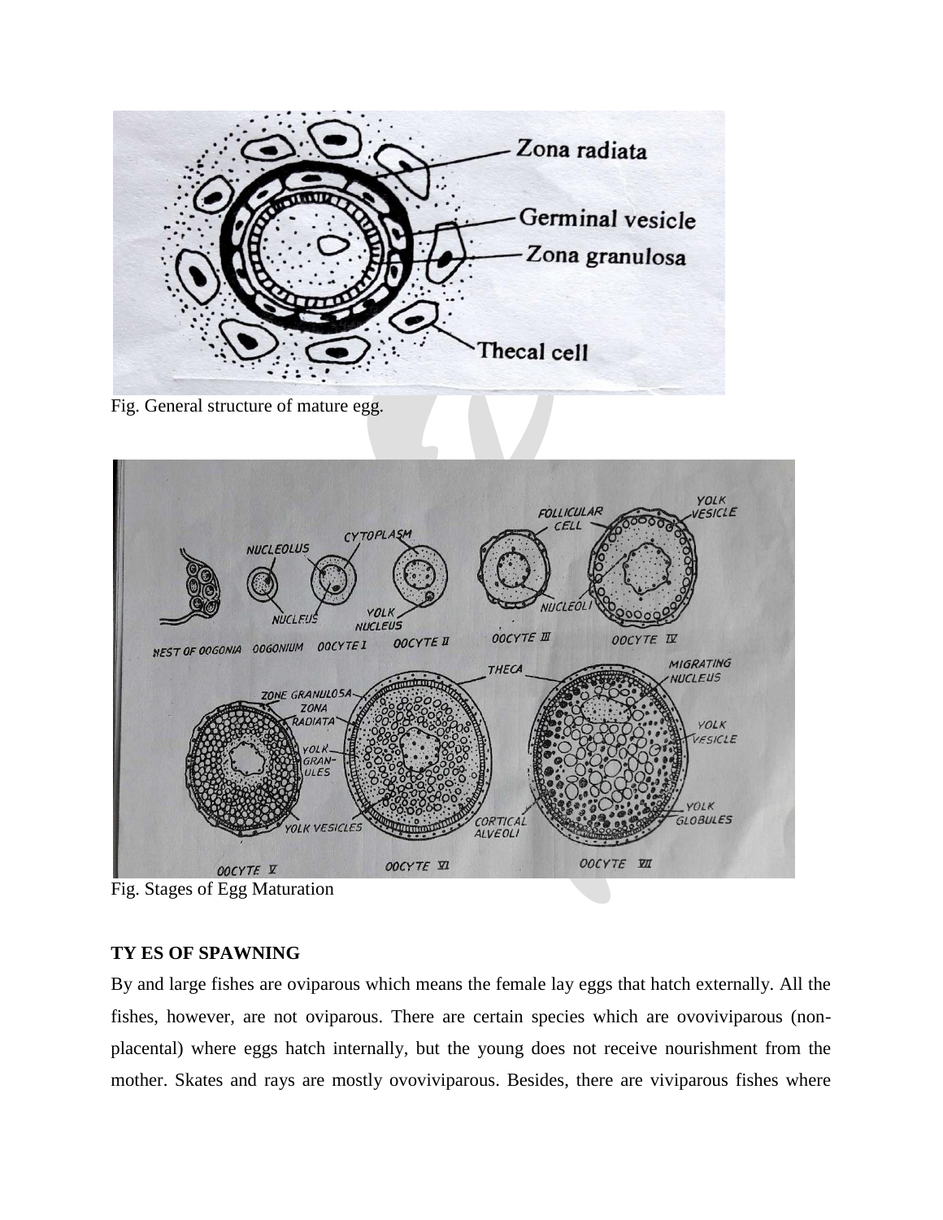Fig. General structure of mature egg.

Fig. Stages of Egg Maturation

**TY ES OF SPAWNING**

By and large fishes are oviparous which means the female lay eggs that hatch externally. All the fishes, however, are not oviparous. There are certain species which are ovoviviparous (non-placental) where eggs hatch internally, but the young does not receive nourishment from the mother. Skates and rays are mostly ovoviviparous. Besides, there are viviparous fishes where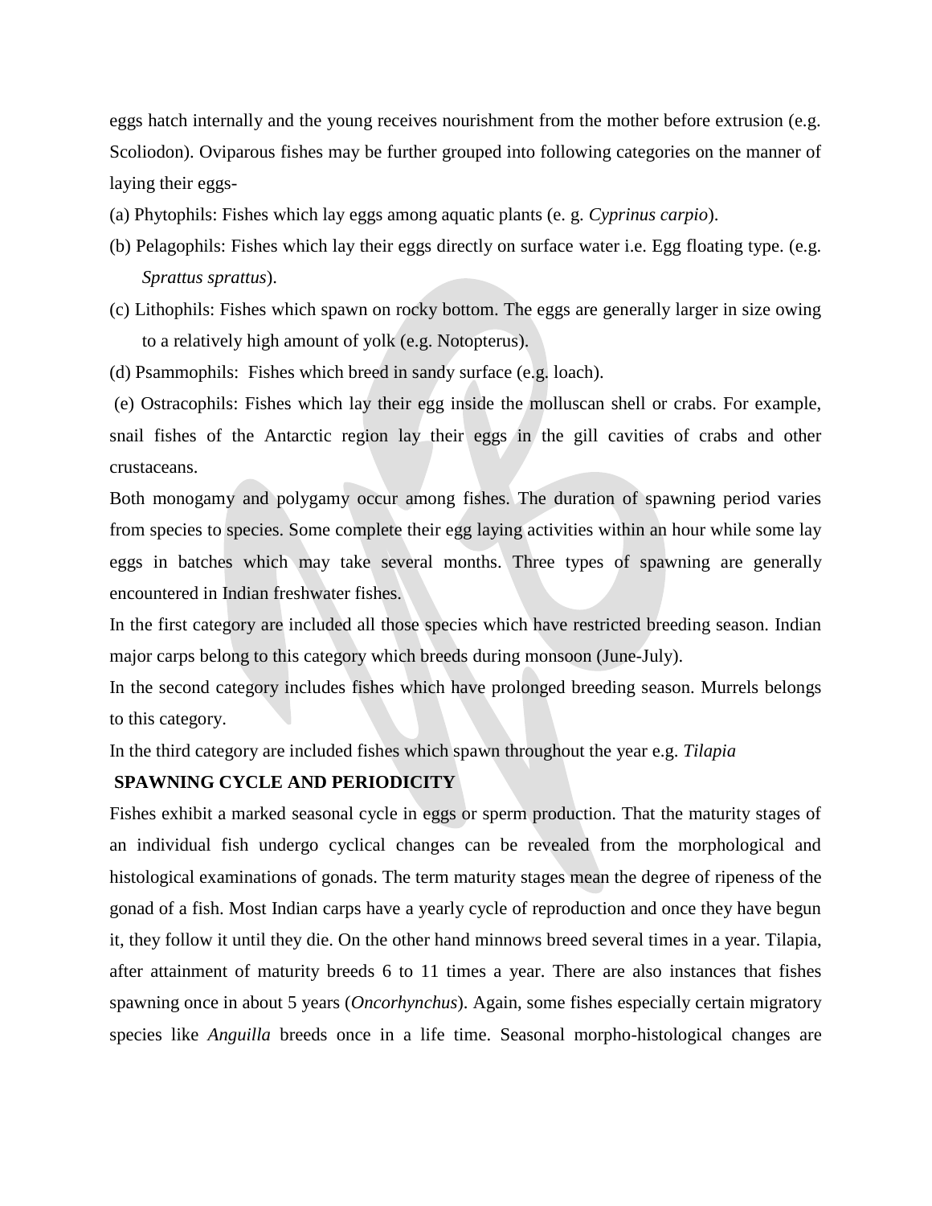eggs hatch internally and the young receives nourishment from the mother before extrusion (e.g. Scoliodon). Oviparous fishes may be further grouped into following categories on the manner of laying their eggs-

(a) Phytophils: Fishes which lay eggs among aquatic plants (e. g. *Cyprinus carpio*).

(b) Pelagophils: Fishes which lay their eggs directly on surface water i.e. Egg floating type. (e.g. *Sprattus sprattus*).

(c) Lithophils: Fishes which spawn on rocky bottom. The eggs are generally larger in size owing to a relatively high amount of yolk (e.g. Notopterus).

(d) Psammophils: Fishes which breed in sandy surface (e.g. loach).

(e) Ostracophils: Fishes which lay their egg inside the molluscan shell or crabs. For example, snail fishes of the Antarctic region lay their eggs in the gill cavities of crabs and other crustaceans.

Both monogamy and polygamy occur among fishes. The duration of spawning period varies from species to species. Some complete their egg laying activities within an hour while some lay eggs in batches which may take several months. Three types of spawning are generally encountered in Indian freshwater fishes.

In the first category are included all those species which have restricted breeding season. Indian major carps belong to this category which breeds during monsoon (June-July).

In the second category includes fishes which have prolonged breeding season. Murrels belongs to this category.

In the third category are included fishes which spawn throughout the year e.g. *Tilapia*

**SPAWNING CYCLE AND PERIODICITY**

Fishes exhibit a marked seasonal cycle in eggs or sperm production. That the maturity stages of an individual fish undergo cyclical changes can be revealed from the morphological and histological examinations of gonads. The term maturity stages mean the degree of ripeness of the gonad of a fish. Most Indian carps have a yearly cycle of reproduction and once they have begun it, they follow it until they die. On the other hand minnows breed several times in a year. Tilapia, after attainment of maturity breeds 6 to 11 times a year. There are also instances that fishes spawning once in about 5 years (*Oncorhynchus*). Again, some fishes especially certain migratory species like *Anguilla* breeds once in a life time. Seasonal morpho-histological changes are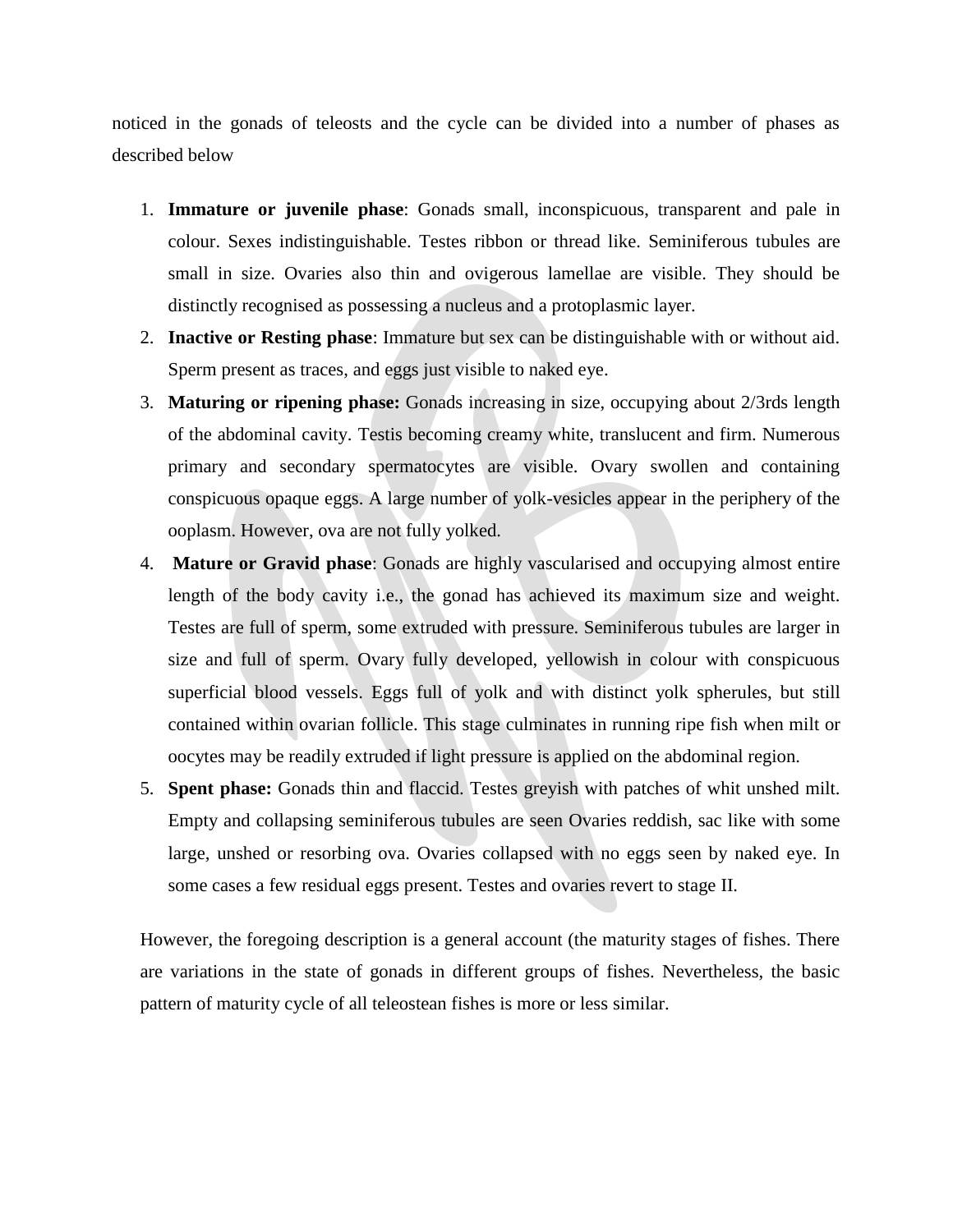noticed in the gonads of teleosts and the cycle can be divided into a number of phases as described below

1. **Immature or juvenile phase**: Gonads small, inconspicuous, transparent and pale in colour. Sexes indistinguishable. Testes ribbon or thread like. Seminiferous tubules are small in size. Ovaries also thin and ovigerous lamellae are visible. They should be distinctly recognised as possessing a nucleus and a protoplasmic layer.
2. **Inactive or Resting phase**: Immature but sex can be distinguishable with or without aid. Sperm present as traces, and eggs just visible to naked eye.
3. **Maturing or ripening phase:** Gonads increasing in size, occupying about 2/3rds length of the abdominal cavity. Testis becoming creamy white, translucent and firm. Numerous primary and secondary spermatocytes are visible. Ovary swollen and containing conspicuous opaque eggs. A large number of yolk-vesicles appear in the periphery of the ooplasm. However, ova are not fully yolked.
4. **Mature or Gravid phase**: Gonads are highly vascularised and occupying almost entire length of the body cavity i.e., the gonad has achieved its maximum size and weight. Testes are full of sperm, some extruded with pressure. Seminiferous tubules are larger in size and full of sperm. Ovary fully developed, yellowish in colour with conspicuous superficial blood vessels. Eggs full of yolk and with distinct yolk spherules, but still contained within ovarian follicle. This stage culminates in running ripe fish when milt or oocytes may be readily extruded if light pressure is applied on the abdominal region.
5. **Spent phase:** Gonads thin and flaccid. Testes greyish with patches of whit unshed milt. Empty and collapsing seminiferous tubules are seen Ovaries reddish, sac like with some large, unshed or resorbing ova. Ovaries collapsed with no eggs seen by naked eye. In some cases a few residual eggs present. Testes and ovaries revert to stage II.

However, the foregoing description is a general account (the maturity stages of fishes. There are variations in the state of gonads in different groups of fishes. Nevertheless, the basic pattern of maturity cycle of all teleostean fishes is more or less similar.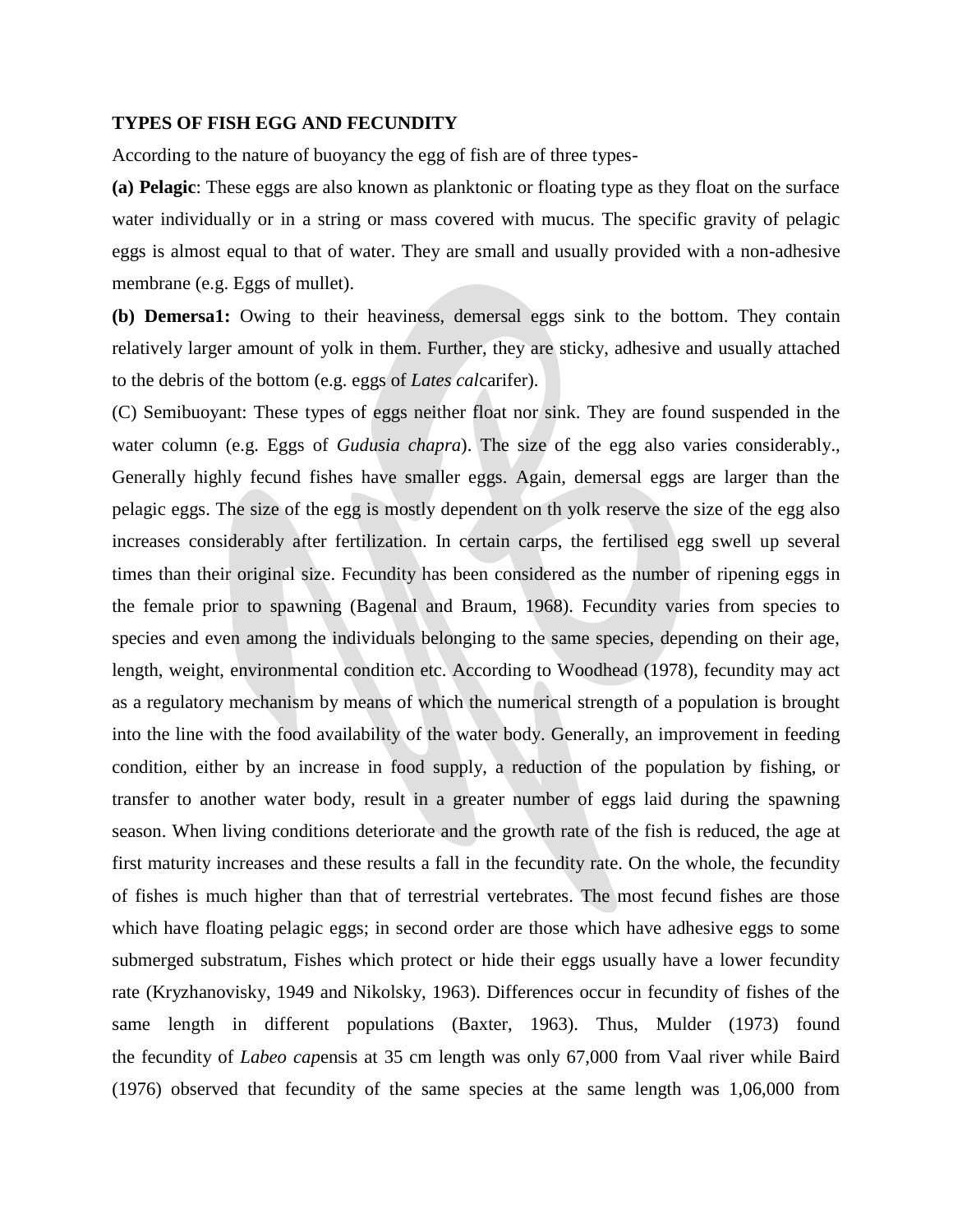**TYPES OF FISH EGG AND FECUNDITY**

According to the nature of buoyancy the egg of fish are of three types-

**(a) Pelagic**: These eggs are also known as planktonic or floating type as they float on the surface water individually or in a string or mass covered with mucus. The specific gravity of pelagic eggs is almost equal to that of water. They are small and usually provided with a non-adhesive membrane (e.g. Eggs of mullet).

**(b) Demersa1:** Owing to their heaviness, demersal eggs sink to the bottom. They contain relatively larger amount of yolk in them. Further, they are sticky, adhesive and usually attached to the debris of the bottom (e.g. eggs of *Lates cal*carifer).

(C) Semibuoyant: These types of eggs neither float nor sink. They are found suspended in the water column (e.g. Eggs of *Gudusia chapra*). The size of the egg also varies considerably., Generally highly fecund fishes have smaller eggs. Again, demersal eggs are larger than the pelagic eggs. The size of the egg is mostly dependent on th yolk reserve the size of the egg also increases considerably after fertilization. In certain carps, the fertilised egg swell up several times than their original size. Fecundity has been considered as the number of ripening eggs in the female prior to spawning (Bagenal and Braum, 1968). Fecundity varies from species to species and even among the individuals belonging to the same species, depending on their age, length, weight, environmental condition etc. According to Woodhead (1978), fecundity may act as a regulatory mechanism by means of which the numerical strength of a population is brought into the line with the food availability of the water body. Generally, an improvement in feeding condition, either by an increase in food supply, a reduction of the population by fishing, or transfer to another water body, result in a greater number of eggs laid during the spawning season. When living conditions deteriorate and the growth rate of the fish is reduced, the age at first maturity increases and these results a fall in the fecundity rate. On the whole, the fecundity of fishes is much higher than that of terrestrial vertebrates. The most fecund fishes are those which have floating pelagic eggs; in second order are those which have adhesive eggs to some submerged substratum, Fishes which protect or hide their eggs usually have a lower fecundity rate (Kryzhanovisky, 1949 and Nikolsky, 1963). Differences occur in fecundity of fishes of the same length in different populations (Baxter, 1963). Thus, Mulder (1973) found the fecundity of *Labeo cap*ensis at 35 cm length was only 67,000 from Vaal river while Baird (1976) observed that fecundity of the same species at the same length was 1,06,000 from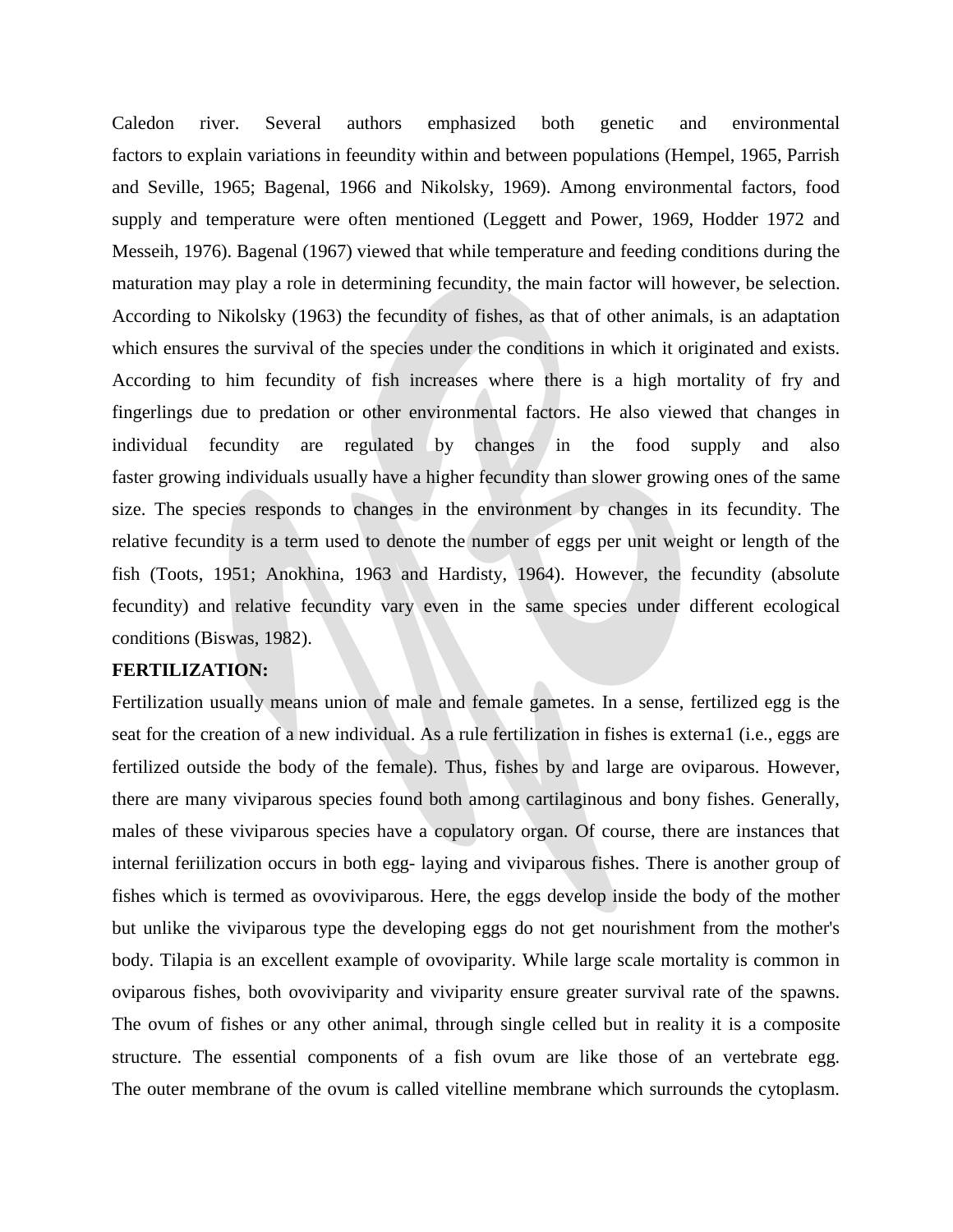Caledon river. Several authors emphasized both genetic and environmental factors to explain variations in feeundity within and between populations (Hempel, 1965, Parrish and Seville, 1965; Bagenal, 1966 and Nikolsky, 1969). Among environmental factors, food supply and temperature were often mentioned (Leggett and Power, 1969, Hodder 1972 and Messeih, 1976). Bagenal (1967) viewed that while temperature and feeding conditions during the maturation may play a role in determining fecundity, the main factor will however, be selection. According to Nikolsky (1963) the fecundity of fishes, as that of other animals, is an adaptation which ensures the survival of the species under the conditions in which it originated and exists. According to him fecundity of fish increases where there is a high mortality of fry and fingerlings due to predation or other environmental factors. He also viewed that changes in individual fecundity are regulated by changes in the food supply and also faster growing individuals usually have a higher fecundity than slower growing ones of the same size. The species responds to changes in the environment by changes in its fecundity. The relative fecundity is a term used to denote the number of eggs per unit weight or length of the fish (Toots, 1951; Anokhina, 1963 and Hardisty, 1964). However, the fecundity (absolute fecundity) and relative fecundity vary even in the same species under different ecological conditions (Biswas, 1982).

**FERTILIZATION:**

Fertilization usually means union of male and female gametes. In a sense, fertilized egg is the seat for the creation of a new individual. As a rule fertilization in fishes is externa1 (i.e., eggs are fertilized outside the body of the female). Thus, fishes by and large are oviparous. However, there are many viviparous species found both among cartilaginous and bony fishes. Generally, males of these viviparous species have a copulatory organ. Of course, there are instances that internal feriilization occurs in both egg- laying and viviparous fishes. There is another group of fishes which is termed as ovoviviparous. Here, the eggs develop inside the body of the mother but unlike the viviparous type the developing eggs do not get nourishment from the mother's body. Tilapia is an excellent example of ovoviparity. While large scale mortality is common in oviparous fishes, both ovoviviparity and viviparity ensure greater survival rate of the spawns. The ovum of fishes or any other animal, through single celled but in reality it is a composite structure. The essential components of a fish ovum are like those of an vertebrate egg. The outer membrane of the ovum is called vitelline membrane which surrounds the cytoplasm.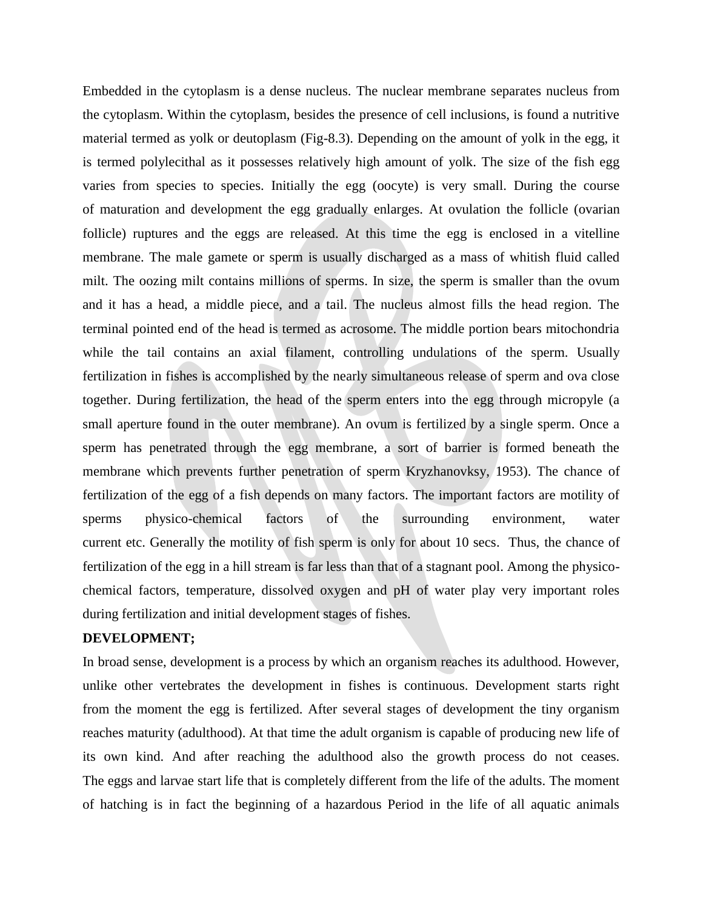Embedded in the cytoplasm is a dense nucleus. The nuclear membrane separates nucleus from the cytoplasm. Within the cytoplasm, besides the presence of cell inclusions, is found a nutritive material termed as yolk or deutoplasm (Fig-8.3). Depending on the amount of yolk in the egg, it is termed polylecithal as it possesses relatively high amount of yolk. The size of the fish egg varies from species to species. Initially the egg (oocyte) is very small. During the course of maturation and development the egg gradually enlarges. At ovulation the follicle (ovarian follicle) ruptures and the eggs are released. At this time the egg is enclosed in a vitelline membrane. The male gamete or sperm is usually discharged as a mass of whitish fluid called milt. The oozing milt contains millions of sperms. In size, the sperm is smaller than the ovum and it has a head, a middle piece, and a tail. The nucleus almost fills the head region. The terminal pointed end of the head is termed as acrosome. The middle portion bears mitochondria while the tail contains an axial filament, controlling undulations of the sperm. Usually fertilization in fishes is accomplished by the nearly simultaneous release of sperm and ova close together. During fertilization, the head of the sperm enters into the egg through micropyle (a small aperture found in the outer membrane). An ovum is fertilized by a single sperm. Once a sperm has penetrated through the egg membrane, a sort of barrier is formed beneath the membrane which prevents further penetration of sperm Kryzhanovksy, 1953). The chance of fertilization of the egg of a fish depends on many factors. The important factors are motility of sperms physico-chemical factors of the surrounding environment, water current etc. Generally the motility of fish sperm is only for about 10 secs. Thus, the chance of fertilization of the egg in a hill stream is far less than that of a stagnant pool. Among the physico-chemical factors, temperature, dissolved oxygen and pH of water play very important roles during fertilization and initial development stages of fishes.

**DEVELOPMENT;**

In broad sense, development is a process by which an organism reaches its adulthood. However, unlike other vertebrates the development in fishes is continuous. Development starts right from the moment the egg is fertilized. After several stages of development the tiny organism reaches maturity (adulthood). At that time the adult organism is capable of producing new life of its own kind. And after reaching the adulthood also the growth process do not ceases. The eggs and larvae start life that is completely different from the life of the adults. The moment of hatching is in fact the beginning of a hazardous Period in the life of all aquatic animals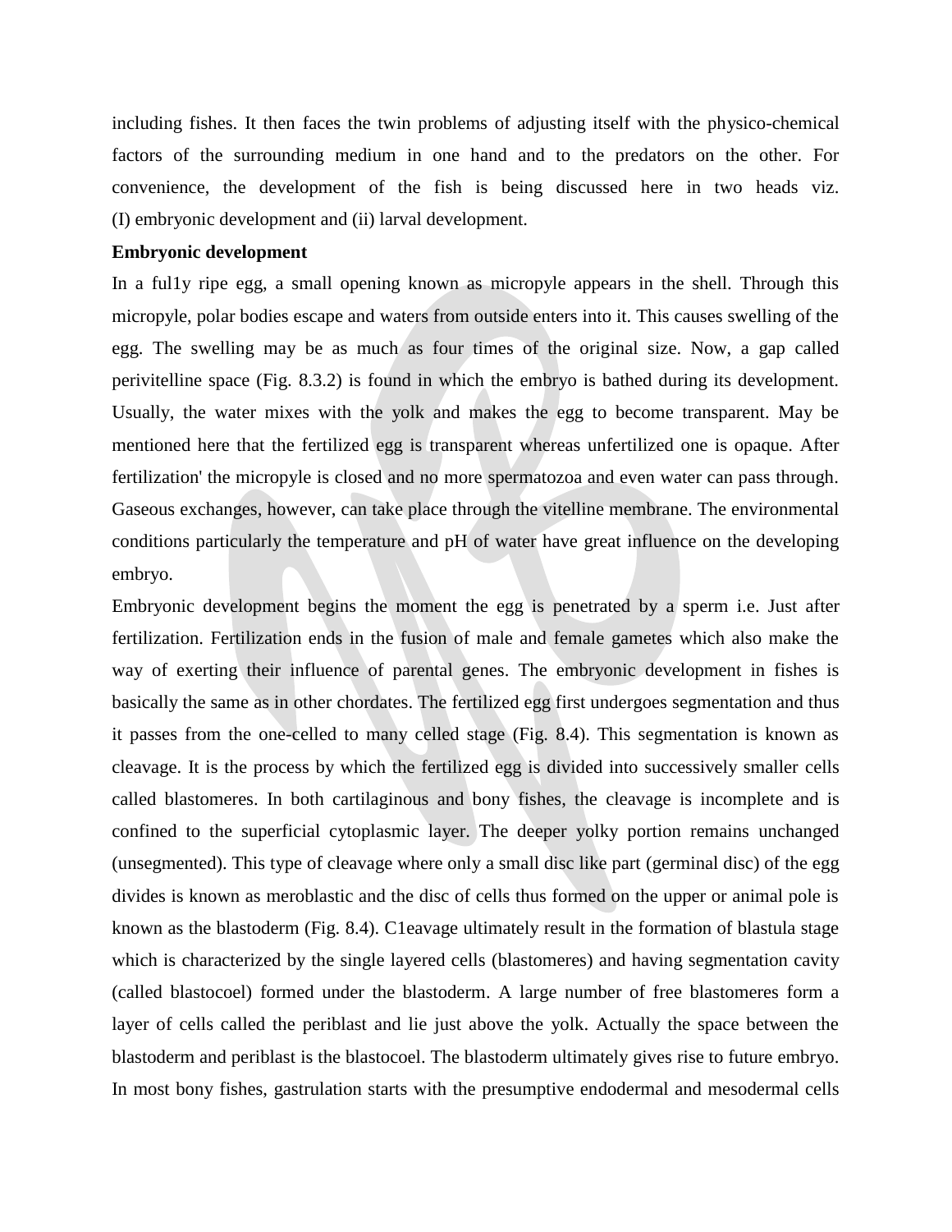including fishes. It then faces the twin problems of adjusting itself with the physico-chemical factors of the surrounding medium in one hand and to the predators on the other. For convenience, the development of the fish is being discussed here in two heads viz. (I) embryonic development and (ii) larval development.

**Embryonic development**

In a ful1y ripe egg, a small opening known as micropyle appears in the shell. Through this micropyle, polar bodies escape and waters from outside enters into it. This causes swelling of the egg. The swelling may be as much as four times of the original size. Now, a gap called perivitelline space (Fig. 8.3.2) is found in which the embryo is bathed during its development. Usually, the water mixes with the yolk and makes the egg to become transparent. May be mentioned here that the fertilized egg is transparent whereas unfertilized one is opaque. After fertilization' the micropyle is closed and no more spermatozoa and even water can pass through. Gaseous exchanges, however, can take place through the vitelline membrane. The environmental conditions particularly the temperature and pH of water have great influence on the developing embryo.

Embryonic development begins the moment the egg is penetrated by a sperm i.e. Just after fertilization. Fertilization ends in the fusion of male and female gametes which also make the way of exerting their influence of parental genes. The embryonic development in fishes is basically the same as in other chordates. The fertilized egg first undergoes segmentation and thus it passes from the one-celled to many celled stage (Fig. 8.4). This segmentation is known as cleavage. It is the process by which the fertilized egg is divided into successively smaller cells called blastomeres. In both cartilaginous and bony fishes, the cleavage is incomplete and is confined to the superficial cytoplasmic layer. The deeper yolky portion remains unchanged (unsegmented). This type of cleavage where only a small disc like part (germinal disc) of the egg divides is known as meroblastic and the disc of cells thus formed on the upper or animal pole is known as the blastoderm (Fig. 8.4). C1eavage ultimately result in the formation of blastula stage which is characterized by the single layered cells (blastomeres) and having segmentation cavity (called blastocoel) formed under the blastoderm. A large number of free blastomeres form a layer of cells called the periblast and lie just above the yolk. Actually the space between the blastoderm and periblast is the blastocoel. The blastoderm ultimately gives rise to future embryo. In most bony fishes, gastrulation starts with the presumptive endodermal and mesodermal cells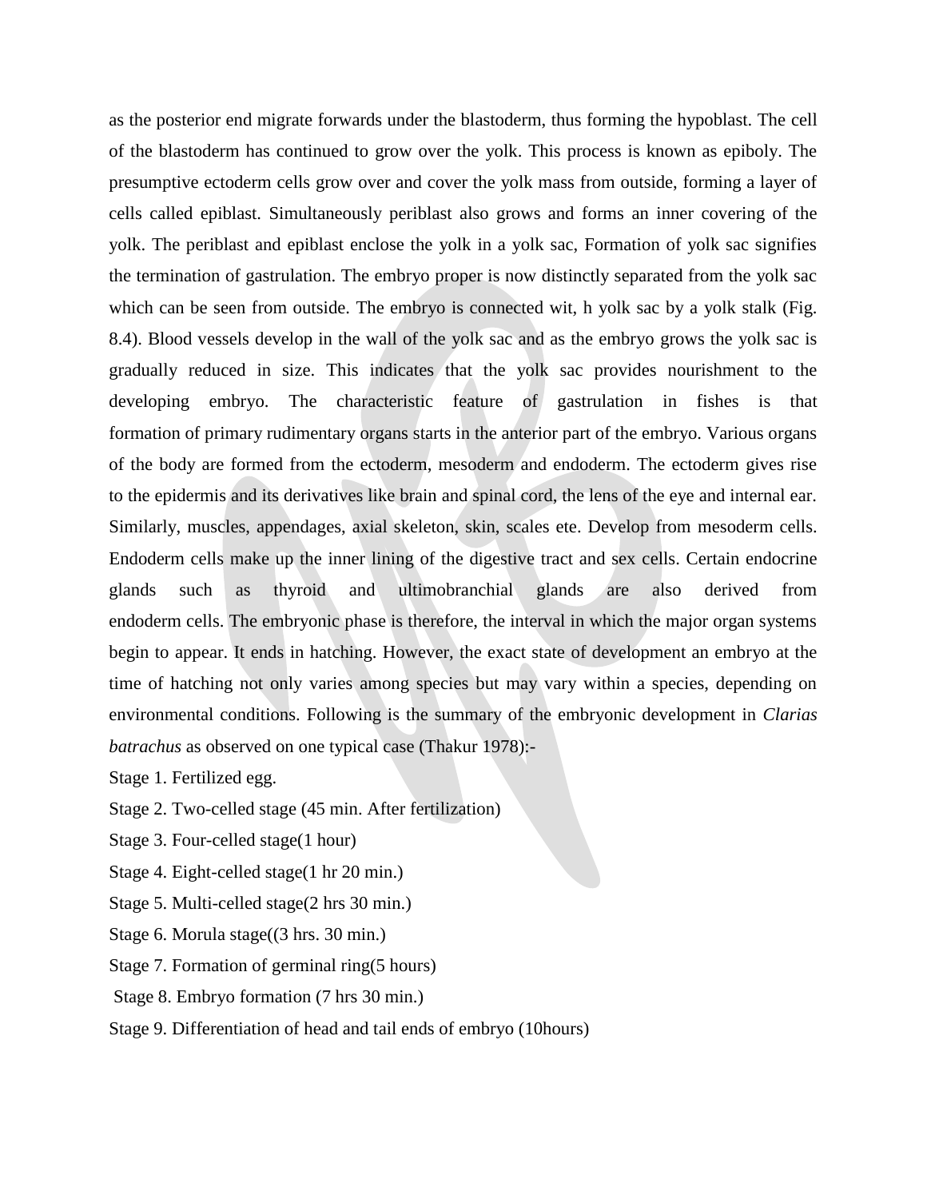as the posterior end migrate forwards under the blastoderm, thus forming the hypoblast. The cell of the blastoderm has continued to grow over the yolk. This process is known as epiboly. The presumptive ectoderm cells grow over and cover the yolk mass from outside, forming a layer of cells called epiblast. Simultaneously periblast also grows and forms an inner covering of the yolk. The periblast and epiblast enclose the yolk in a yolk sac, Formation of yolk sac signifies the termination of gastrulation. The embryo proper is now distinctly separated from the yolk sac which can be seen from outside. The embryo is connected wit, h yolk sac by a yolk stalk (Fig. 8.4). Blood vessels develop in the wall of the yolk sac and as the embryo grows the yolk sac is gradually reduced in size. This indicates that the yolk sac provides nourishment to the developing embryo. The characteristic feature of gastrulation in fishes is that formation of primary rudimentary organs starts in the anterior part of the embryo. Various organs of the body are formed from the ectoderm, mesoderm and endoderm. The ectoderm gives rise to the epidermis and its derivatives like brain and spinal cord, the lens of the eye and internal ear. Similarly, muscles, appendages, axial skeleton, skin, scales ete. Develop from mesoderm cells. Endoderm cells make up the inner lining of the digestive tract and sex cells. Certain endocrine glands such as thyroid and ultimobranchial glands are also derived from endoderm cells. The embryonic phase is therefore, the interval in which the major organ systems begin to appear. It ends in hatching. However, the exact state of development an embryo at the time of hatching not only varies among species but may vary within a species, depending on environmental conditions. Following is the summary of the embryonic development in *Clarias batrachus* as observed on one typical case (Thakur 1978):-

Stage 1. Fertilized egg.

Stage 2. Two-celled stage (45 min. After fertilization)

Stage 3. Four-celled stage(1 hour)

Stage 4. Eight-celled stage(1 hr 20 min.)

Stage 5. Multi-celled stage(2 hrs 30 min.)

Stage 6. Morula stage((3 hrs. 30 min.)

Stage 7. Formation of germinal ring(5 hours)

Stage 8. Embryo formation (7 hrs 30 min.)

Stage 9. Differentiation of head and tail ends of embryo (10hours)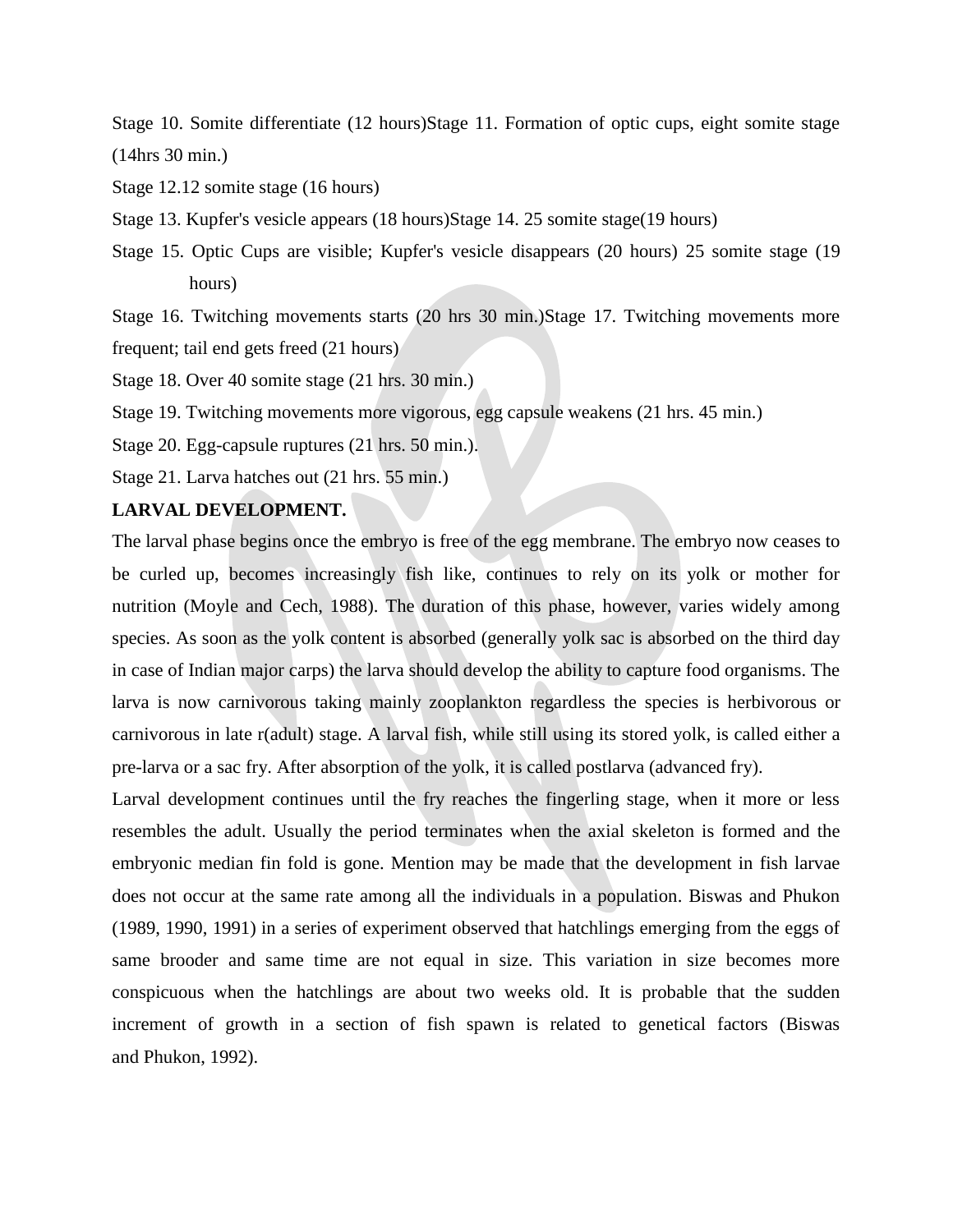Stage 10. Somite differentiate (12 hours)Stage 11. Formation of optic cups, eight somite stage (14hrs 30 min.)

Stage 12.12 somite stage (16 hours)

Stage 13. Kupfer's vesicle appears (18 hours)Stage 14. 25 somite stage(19 hours)

Stage 15. Optic Cups are visible; Kupfer's vesicle disappears (20 hours) 25 somite stage (19 hours)

Stage 16. Twitching movements starts (20 hrs 30 min.)Stage 17. Twitching movements more frequent; tail end gets freed (21 hours)

Stage 18. Over 40 somite stage (21 hrs. 30 min.)

Stage 19. Twitching movements more vigorous, egg capsule weakens (21 hrs. 45 min.)

Stage 20. Egg-capsule ruptures (21 hrs. 50 min.).

Stage 21. Larva hatches out (21 hrs. 55 min.)

**LARVAL DEVELOPMENT.**

The larval phase begins once the embryo is free of the egg membrane. The embryo now ceases to be curled up, becomes increasingly fish like, continues to rely on its yolk or mother for nutrition (Moyle and Cech, 1988). The duration of this phase, however, varies widely among species. As soon as the yolk content is absorbed (generally yolk sac is absorbed on the third day in case of Indian major carps) the larva should develop the ability to capture food organisms. The larva is now carnivorous taking mainly zooplankton regardless the species is herbivorous or carnivorous in late r(adult) stage. A larval fish, while still using its stored yolk, is called either a pre-larva or a sac fry. After absorption of the yolk, it is called postlarva (advanced fry).

Larval development continues until the fry reaches the fingerling stage, when it more or less resembles the adult. Usually the period terminates when the axial skeleton is formed and the embryonic median fin fold is gone. Mention may be made that the development in fish larvae does not occur at the same rate among all the individuals in a population. Biswas and Phukon (1989, 1990, 1991) in a series of experiment observed that hatchlings emerging from the eggs of same brooder and same time are not equal in size. This variation in size becomes more conspicuous when the hatchlings are about two weeks old. It is probable that the sudden increment of growth in a section of fish spawn is related to genetical factors (Biswas and Phukon, 1992).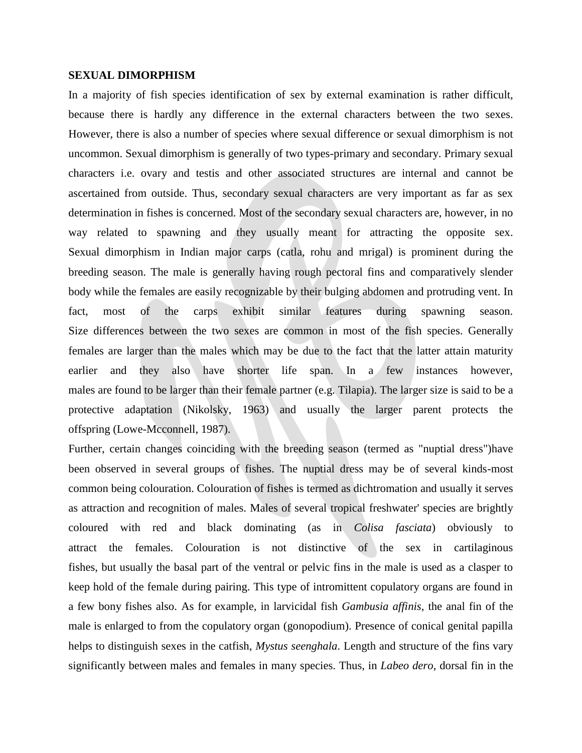**SEXUAL DIMORPHISM**

In a majority of fish species identification of sex by external examination is rather difficult, because there is hardly any difference in the external characters between the two sexes. However, there is also a number of species where sexual difference or sexual dimorphism is not uncommon. Sexual dimorphism is generally of two types-primary and secondary. Primary sexual characters i.e. ovary and testis and other associated structures are internal and cannot be ascertained from outside. Thus, secondary sexual characters are very important as far as sex determination in fishes is concerned. Most of the secondary sexual characters are, however, in no way related to spawning and they usually meant for attracting the opposite sex. Sexual dimorphism in Indian major carps (catla, rohu and mrigal) is prominent during the breeding season. The male is generally having rough pectoral fins and comparatively slender body while the females are easily recognizable by their bulging abdomen and protruding vent. In fact, most of the carps exhibit similar features during spawning season. Size differences between the two sexes are common in most of the fish species. Generally females are larger than the males which may be due to the fact that the latter attain maturity earlier and they also have shorter life span. In a few instances however, males are found to be larger than their female partner (e.g. Tilapia). The larger size is said to be a protective adaptation (Nikolsky, 1963) and usually the larger parent protects the offspring (Lowe-Mcconnell, 1987).

Further, certain changes coinciding with the breeding season (termed as "nuptial dress")have been observed in several groups of fishes. The nuptial dress may be of several kinds-most common being colouration. Colouration of fishes is termed as dichtromation and usually it serves as attraction and recognition of males. Males of several tropical freshwater' species are brightly coloured with red and black dominating (as in *Colisa fasciata*) obviously to attract the females. Colouration is not distinctive of the sex in cartilaginous fishes, but usually the basal part of the ventral or pelvic fins in the male is used as a clasper to keep hold of the female during pairing. This type of intromittent copulatory organs are found in a few bony fishes also. As for example, in larvicidal fish *Gambusia affinis*, the anal fin of the male is enlarged to from the copulatory organ (gonopodium). Presence of conical genital papilla helps to distinguish sexes in the catfish, *Mystus seenghala*. Length and structure of the fins vary significantly between males and females in many species. Thus, in *Labeo dero*, dorsal fin in the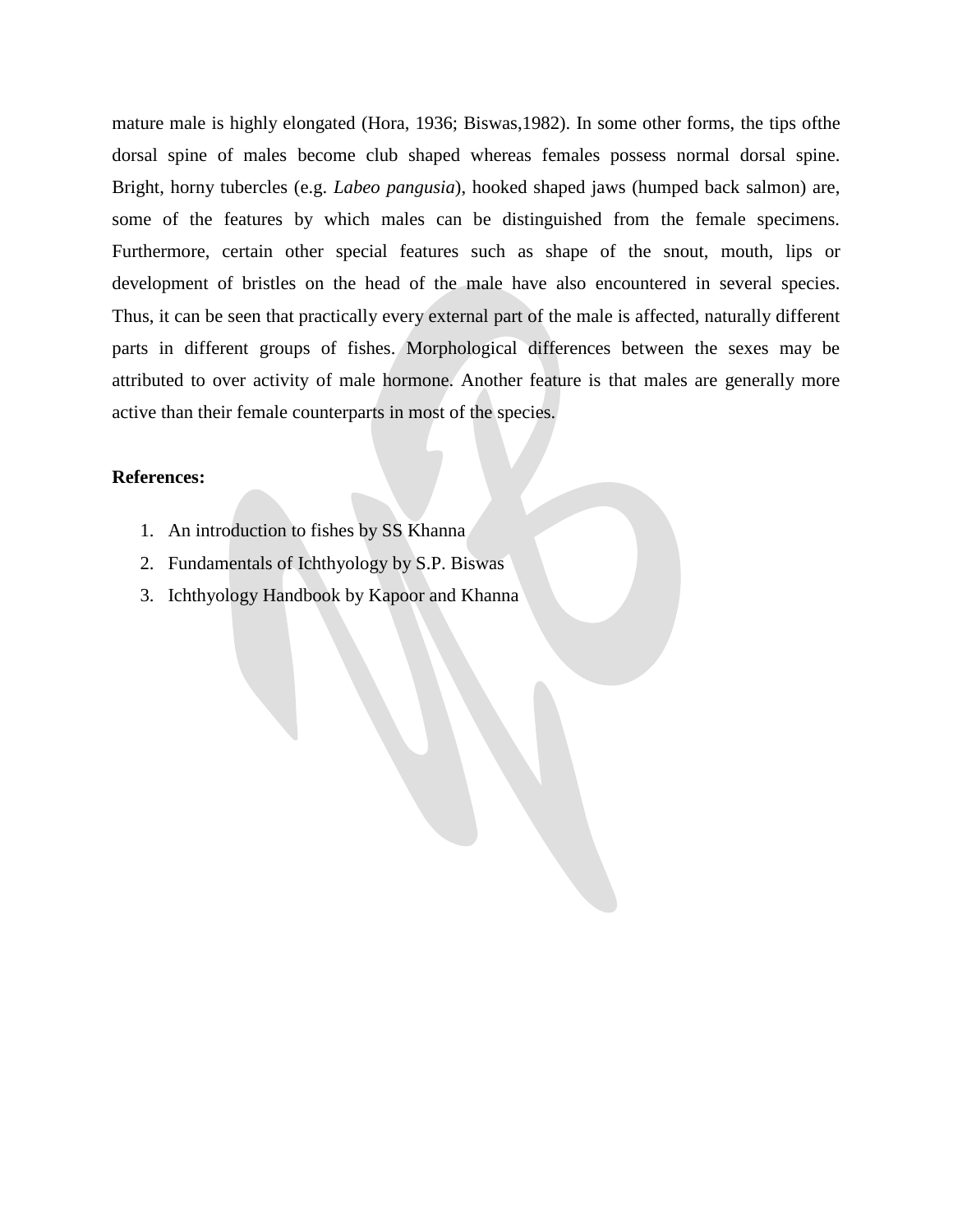mature male is highly elongated (Hora, 1936; Biswas,1982). In some other forms, the tips ofthe dorsal spine of males become club shaped whereas females possess normal dorsal spine. Bright, horny tubercles (e.g. *Labeo pangusia*), hooked shaped jaws (humped back salmon) are, some of the features by which males can be distinguished from the female specimens. Furthermore, certain other special features such as shape of the snout, mouth, lips or development of bristles on the head of the male have also encountered in several species. Thus, it can be seen that practically every external part of the male is affected, naturally different parts in different groups of fishes. Morphological differences between the sexes may be attributed to over activity of male hormone. Another feature is that males are generally more active than their female counterparts in most of the species.

**References:**

1. An introduction to fishes by SS Khanna
2. Fundamentals of Ichthyology by S.P. Biswas
3. Ichthyology Handbook by Kapoor and Khanna